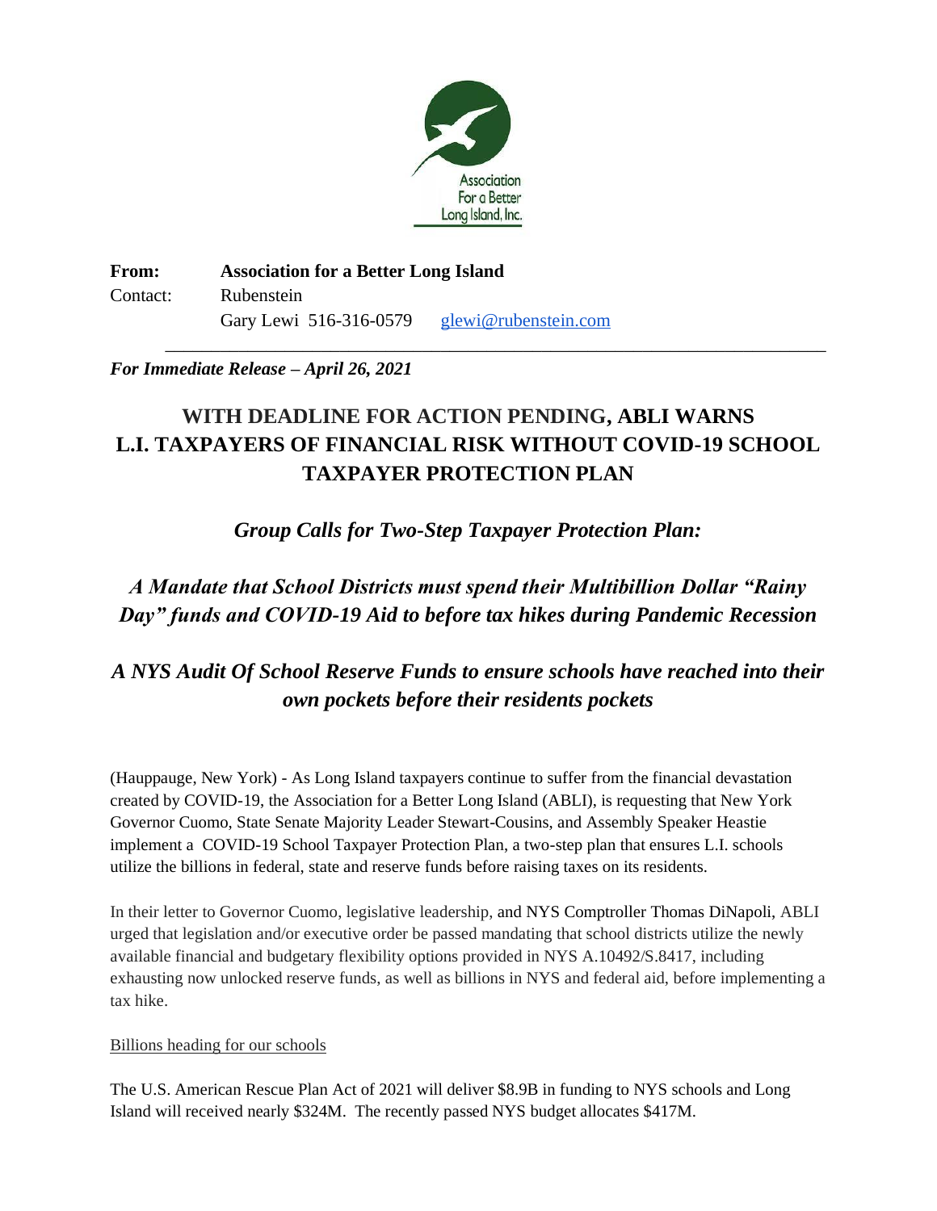Association For a Better Long Island, Inc.

**From:** **Association for a Better Long Island**
Contact: Rubenstein
Gary Lewi 516-316-0579 glewi@rubenstein.com

---

***For Immediate Release – April 26, 2021***

# WITH DEADLINE FOR ACTION PENDING, ABLI WARNS L.I. TAXPAYERS OF FINANCIAL RISK WITHOUT COVID-19 SCHOOL TAXPAYER PROTECTION PLAN

## *Group Calls for Two-Step Taxpayer Protection Plan:*

## *A Mandate that School Districts must spend their Multibillion Dollar "Rainy Day" funds and COVID-19 Aid to before tax hikes during Pandemic Recession*

## *A NYS Audit Of School Reserve Funds to ensure schools have reached into their own pockets before their residents pockets*

(Hauppauge, New York) - As Long Island taxpayers continue to suffer from the financial devastation created by COVID-19, the Association for a Better Long Island (ABLI), is requesting that New York Governor Cuomo, State Senate Majority Leader Stewart-Cousins, and Assembly Speaker Heastie implement a COVID-19 School Taxpayer Protection Plan, a two-step plan that ensures L.I. schools utilize the billions in federal, state and reserve funds before raising taxes on its residents.

In their letter to Governor Cuomo, legislative leadership, and NYS Comptroller Thomas DiNapoli, ABLI urged that legislation and/or executive order be passed mandating that school districts utilize the newly available financial and budgetary flexibility options provided in NYS A.10492/S.8417, including exhausting now unlocked reserve funds, as well as billions in NYS and federal aid, before implementing a tax hike.

Billions heading for our schools

The U.S. American Rescue Plan Act of 2021 will deliver $8.9B in funding to NYS schools and Long Island will received nearly $324M. The recently passed NYS budget allocates $417M.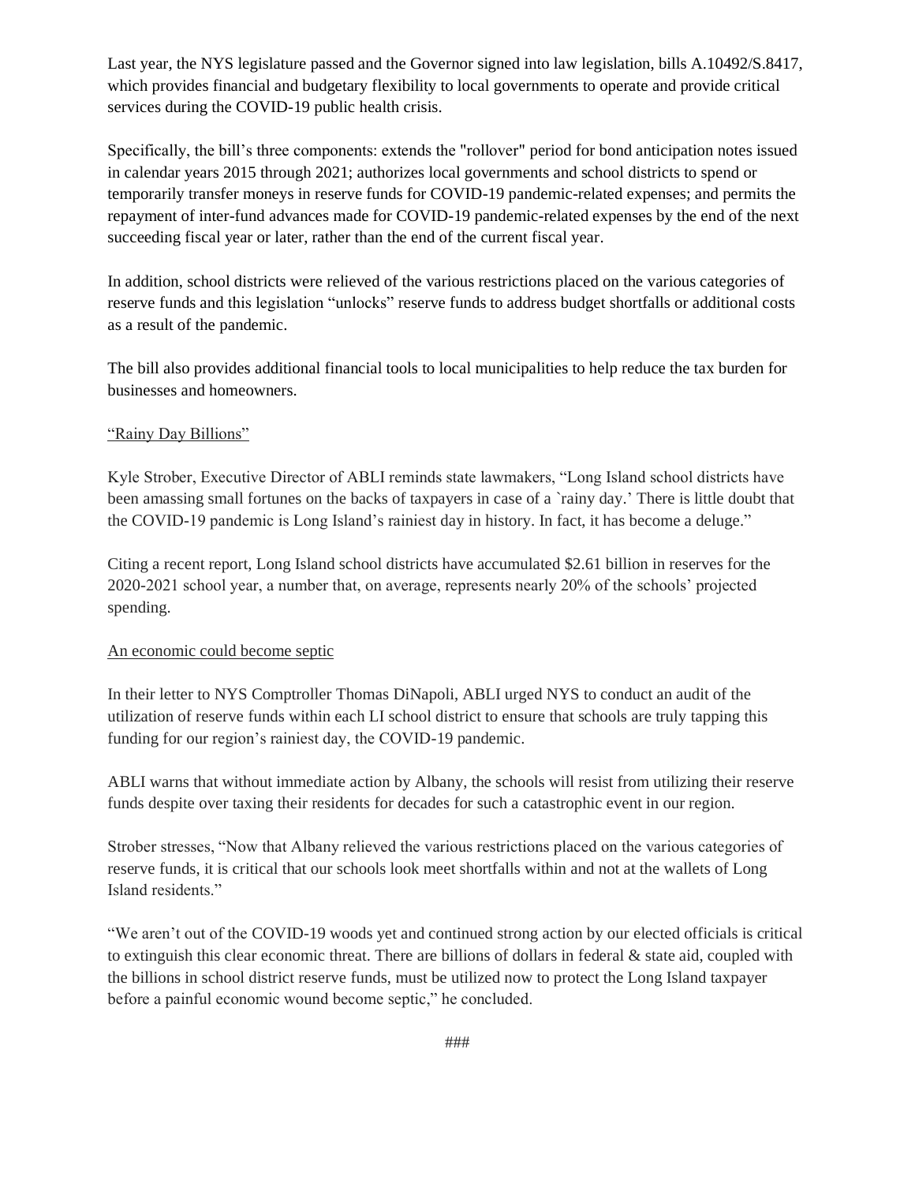Last year, the NYS legislature passed and the Governor signed into law legislation, bills A.10492/S.8417, which provides financial and budgetary flexibility to local governments to operate and provide critical services during the COVID-19 public health crisis.

Specifically, the bill's three components: extends the "rollover" period for bond anticipation notes issued in calendar years 2015 through 2021; authorizes local governments and school districts to spend or temporarily transfer moneys in reserve funds for COVID-19 pandemic-related expenses; and permits the repayment of inter-fund advances made for COVID-19 pandemic-related expenses by the end of the next succeeding fiscal year or later, rather than the end of the current fiscal year.

In addition, school districts were relieved of the various restrictions placed on the various categories of reserve funds and this legislation "unlocks" reserve funds to address budget shortfalls or additional costs as a result of the pandemic.

The bill also provides additional financial tools to local municipalities to help reduce the tax burden for businesses and homeowners.

"Rainy Day Billions"

Kyle Strober, Executive Director of ABLI reminds state lawmakers, "Long Island school districts have been amassing small fortunes on the backs of taxpayers in case of a `rainy day.' There is little doubt that the COVID-19 pandemic is Long Island's rainiest day in history. In fact, it has become a deluge."

Citing a recent report, Long Island school districts have accumulated $2.61 billion in reserves for the 2020-2021 school year, a number that, on average, represents nearly 20% of the schools' projected spending.

An economic could become septic

In their letter to NYS Comptroller Thomas DiNapoli, ABLI urged NYS to conduct an audit of the utilization of reserve funds within each LI school district to ensure that schools are truly tapping this funding for our region's rainiest day, the COVID-19 pandemic.

ABLI warns that without immediate action by Albany, the schools will resist from utilizing their reserve funds despite over taxing their residents for decades for such a catastrophic event in our region.

Strober stresses, "Now that Albany relieved the various restrictions placed on the various categories of reserve funds, it is critical that our schools look meet shortfalls within and not at the wallets of Long Island residents."

"We aren't out of the COVID-19 woods yet and continued strong action by our elected officials is critical to extinguish this clear economic threat. There are billions of dollars in federal & state aid, coupled with the billions in school district reserve funds, must be utilized now to protect the Long Island taxpayer before a painful economic wound become septic," he concluded.

###